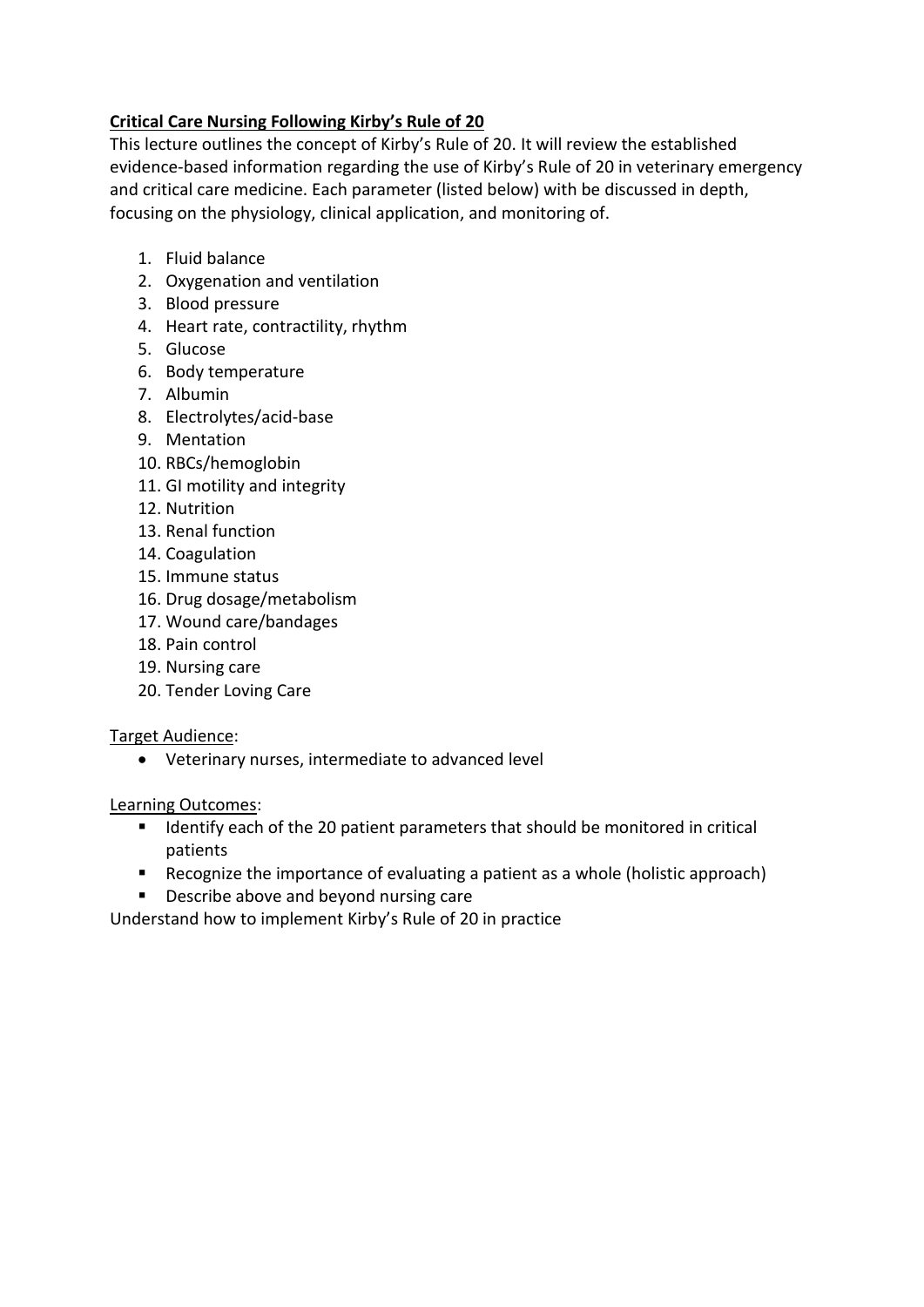**Critical Care Nursing Following Kirby's Rule of 20**

This lecture outlines the concept of Kirby's Rule of 20. It will review the established evidence-based information regarding the use of Kirby's Rule of 20 in veterinary emergency and critical care medicine. Each parameter (listed below) with be discussed in depth, focusing on the physiology, clinical application, and monitoring of.

1. Fluid balance
2. Oxygenation and ventilation
3. Blood pressure
4. Heart rate, contractility, rhythm
5. Glucose
6. Body temperature
7. Albumin
8. Electrolytes/acid-base
9. Mentation
10. RBCs/hemoglobin
11. GI motility and integrity
12. Nutrition
13. Renal function
14. Coagulation
15. Immune status
16. Drug dosage/metabolism
17. Wound care/bandages
18. Pain control
19. Nursing care
20. Tender Loving Care

Target Audience:

- Veterinary nurses, intermediate to advanced level

Learning Outcomes:

- Identify each of the 20 patient parameters that should be monitored in critical patients
- Recognize the importance of evaluating a patient as a whole (holistic approach)
- Describe above and beyond nursing care

Understand how to implement Kirby's Rule of 20 in practice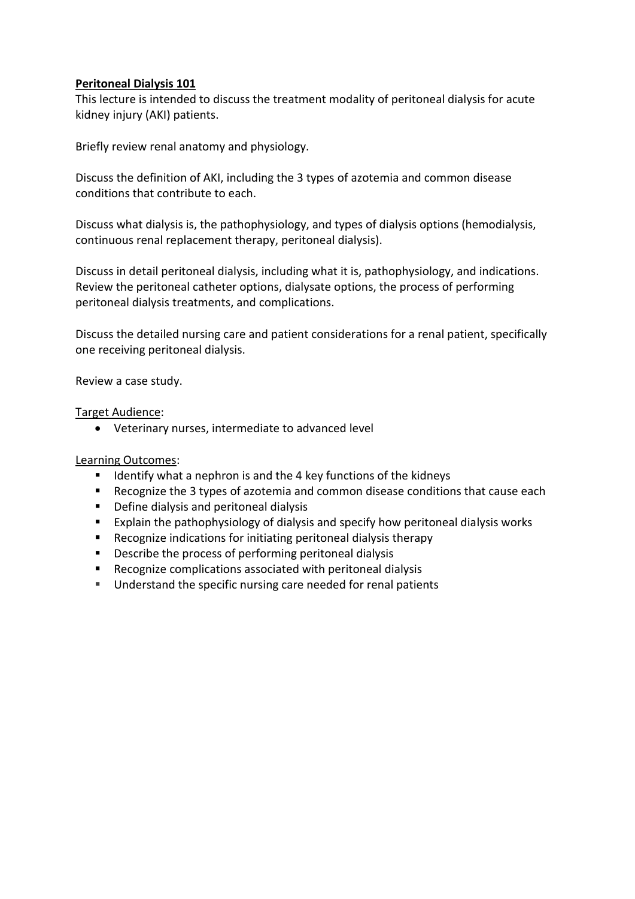**Peritoneal Dialysis 101**

This lecture is intended to discuss the treatment modality of peritoneal dialysis for acute kidney injury (AKI) patients.

Briefly review renal anatomy and physiology.

Discuss the definition of AKI, including the 3 types of azotemia and common disease conditions that contribute to each.

Discuss what dialysis is, the pathophysiology, and types of dialysis options (hemodialysis, continuous renal replacement therapy, peritoneal dialysis).

Discuss in detail peritoneal dialysis, including what it is, pathophysiology, and indications. Review the peritoneal catheter options, dialysate options, the process of performing peritoneal dialysis treatments, and complications.

Discuss the detailed nursing care and patient considerations for a renal patient, specifically one receiving peritoneal dialysis.

Review a case study.

<u>Target Audience</u>:

- Veterinary nurses, intermediate to advanced level

<u>Learning Outcomes</u>:

- Identify what a nephron is and the 4 key functions of the kidneys
- Recognize the 3 types of azotemia and common disease conditions that cause each
- Define dialysis and peritoneal dialysis
- Explain the pathophysiology of dialysis and specify how peritoneal dialysis works
- Recognize indications for initiating peritoneal dialysis therapy
- Describe the process of performing peritoneal dialysis
- Recognize complications associated with peritoneal dialysis
- Understand the specific nursing care needed for renal patients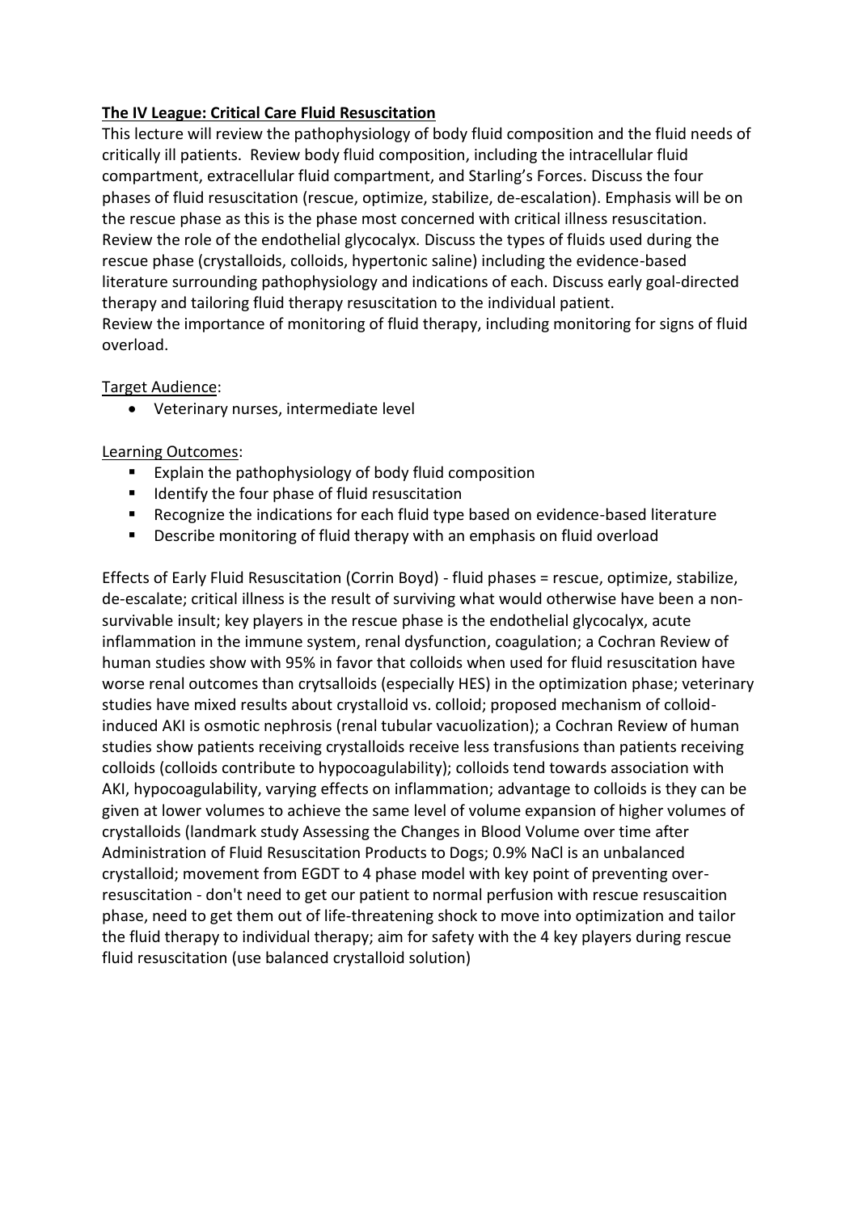**The IV League: Critical Care Fluid Resuscitation**

This lecture will review the pathophysiology of body fluid composition and the fluid needs of critically ill patients. Review body fluid composition, including the intracellular fluid compartment, extracellular fluid compartment, and Starling's Forces. Discuss the four phases of fluid resuscitation (rescue, optimize, stabilize, de-escalation). Emphasis will be on the rescue phase as this is the phase most concerned with critical illness resuscitation. Review the role of the endothelial glycocalyx. Discuss the types of fluids used during the rescue phase (crystalloids, colloids, hypertonic saline) including the evidence-based literature surrounding pathophysiology and indications of each. Discuss early goal-directed therapy and tailoring fluid therapy resuscitation to the individual patient.
Review the importance of monitoring of fluid therapy, including monitoring for signs of fluid overload.

Target Audience:

- Veterinary nurses, intermediate level

Learning Outcomes:

- Explain the pathophysiology of body fluid composition
- Identify the four phase of fluid resuscitation
- Recognize the indications for each fluid type based on evidence-based literature
- Describe monitoring of fluid therapy with an emphasis on fluid overload

Effects of Early Fluid Resuscitation (Corrin Boyd) - fluid phases = rescue, optimize, stabilize, de-escalate; critical illness is the result of surviving what would otherwise have been a non-survivable insult; key players in the rescue phase is the endothelial glycocalyx, acute inflammation in the immune system, renal dysfunction, coagulation; a Cochran Review of human studies show with 95% in favor that colloids when used for fluid resuscitation have worse renal outcomes than crytsalloids (especially HES) in the optimization phase; veterinary studies have mixed results about crystalloid vs. colloid; proposed mechanism of colloid-induced AKI is osmotic nephrosis (renal tubular vacuolization); a Cochran Review of human studies show patients receiving crystalloids receive less transfusions than patients receiving colloids (colloids contribute to hypocoagulability); colloids tend towards association with AKI, hypocoagulability, varying effects on inflammation; advantage to colloids is they can be given at lower volumes to achieve the same level of volume expansion of higher volumes of crystalloids (landmark study Assessing the Changes in Blood Volume over time after Administration of Fluid Resuscitation Products to Dogs; 0.9% NaCl is an unbalanced crystalloid; movement from EGDT to 4 phase model with key point of preventing over-resuscitation - don't need to get our patient to normal perfusion with rescue resuscaition phase, need to get them out of life-threatening shock to move into optimization and tailor the fluid therapy to individual therapy; aim for safety with the 4 key players during rescue fluid resuscitation (use balanced crystalloid solution)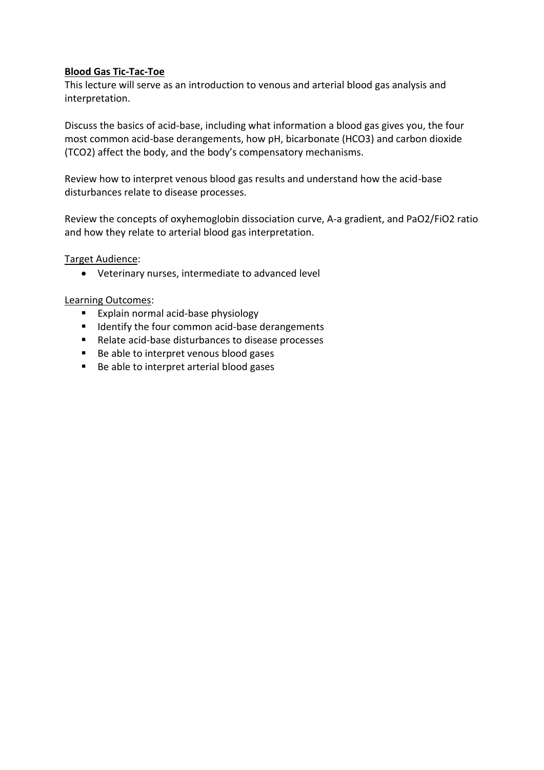**Blood Gas Tic-Tac-Toe**

This lecture will serve as an introduction to venous and arterial blood gas analysis and interpretation.

Discuss the basics of acid-base, including what information a blood gas gives you, the four most common acid-base derangements, how pH, bicarbonate ($HCO_3$) and carbon dioxide ($TCO_2$) affect the body, and the body's compensatory mechanisms.

Review how to interpret venous blood gas results and understand how the acid-base disturbances relate to disease processes.

Review the concepts of oxyhemoglobin dissociation curve, A-a gradient, and $PaO_2/FiO_2$ ratio and how they relate to arterial blood gas interpretation.

Target Audience:

- Veterinary nurses, intermediate to advanced level

Learning Outcomes:

- Explain normal acid-base physiology
- Identify the four common acid-base derangements
- Relate acid-base disturbances to disease processes
- Be able to interpret venous blood gases
- Be able to interpret arterial blood gases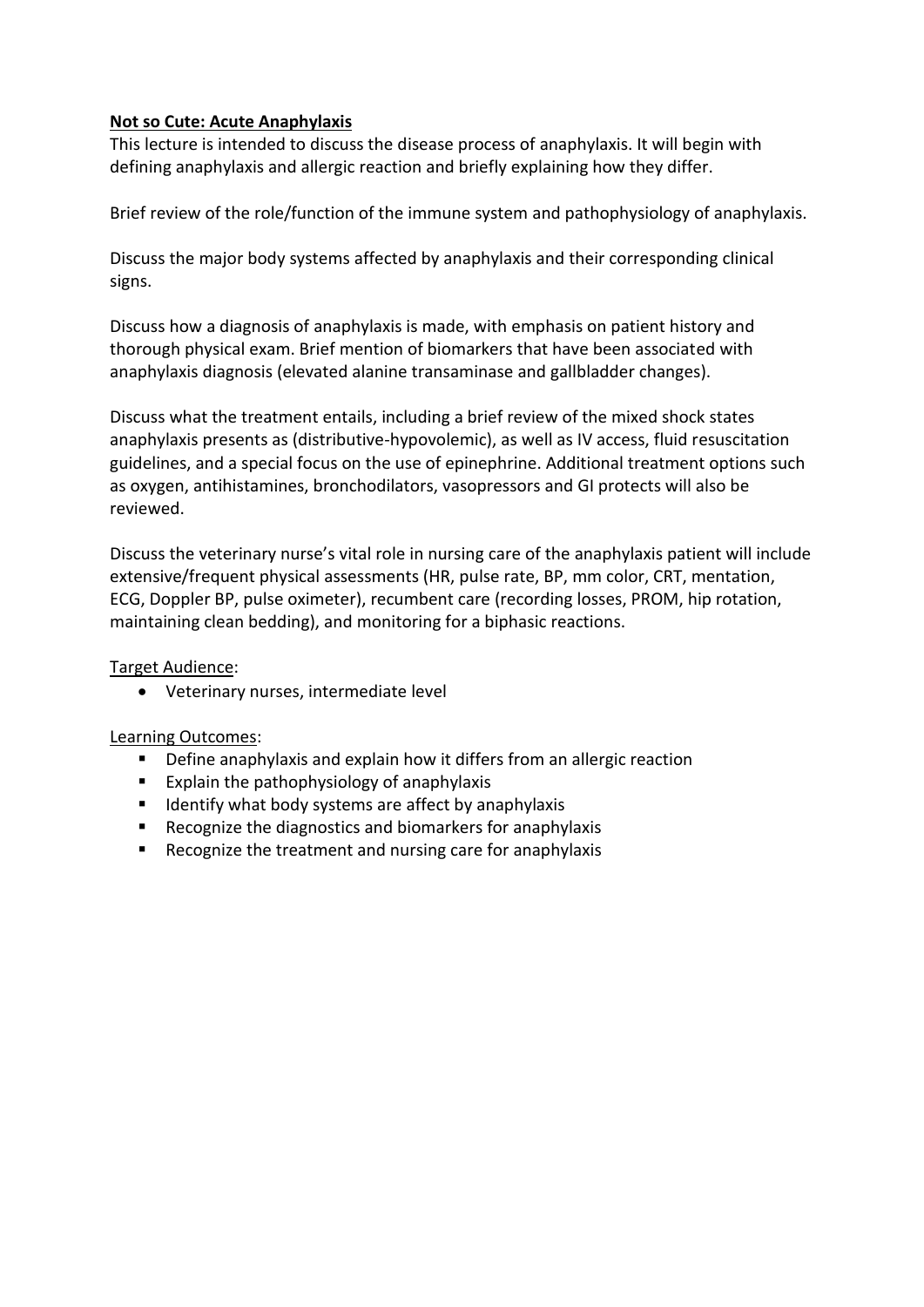**Not so Cute: Acute Anaphylaxis**

This lecture is intended to discuss the disease process of anaphylaxis. It will begin with defining anaphylaxis and allergic reaction and briefly explaining how they differ.

Brief review of the role/function of the immune system and pathophysiology of anaphylaxis.

Discuss the major body systems affected by anaphylaxis and their corresponding clinical signs.

Discuss how a diagnosis of anaphylaxis is made, with emphasis on patient history and thorough physical exam. Brief mention of biomarkers that have been associated with anaphylaxis diagnosis (elevated alanine transaminase and gallbladder changes).

Discuss what the treatment entails, including a brief review of the mixed shock states anaphylaxis presents as (distributive-hypovolemic), as well as IV access, fluid resuscitation guidelines, and a special focus on the use of epinephrine. Additional treatment options such as oxygen, antihistamines, bronchodilators, vasopressors and GI protects will also be reviewed.

Discuss the veterinary nurse's vital role in nursing care of the anaphylaxis patient will include extensive/frequent physical assessments (HR, pulse rate, BP, mm color, CRT, mentation, ECG, Doppler BP, pulse oximeter), recumbent care (recording losses, PROM, hip rotation, maintaining clean bedding), and monitoring for a biphasic reactions.

Target Audience:

- Veterinary nurses, intermediate level

Learning Outcomes:

- Define anaphylaxis and explain how it differs from an allergic reaction
- Explain the pathophysiology of anaphylaxis
- Identify what body systems are affect by anaphylaxis
- Recognize the diagnostics and biomarkers for anaphylaxis
- Recognize the treatment and nursing care for anaphylaxis